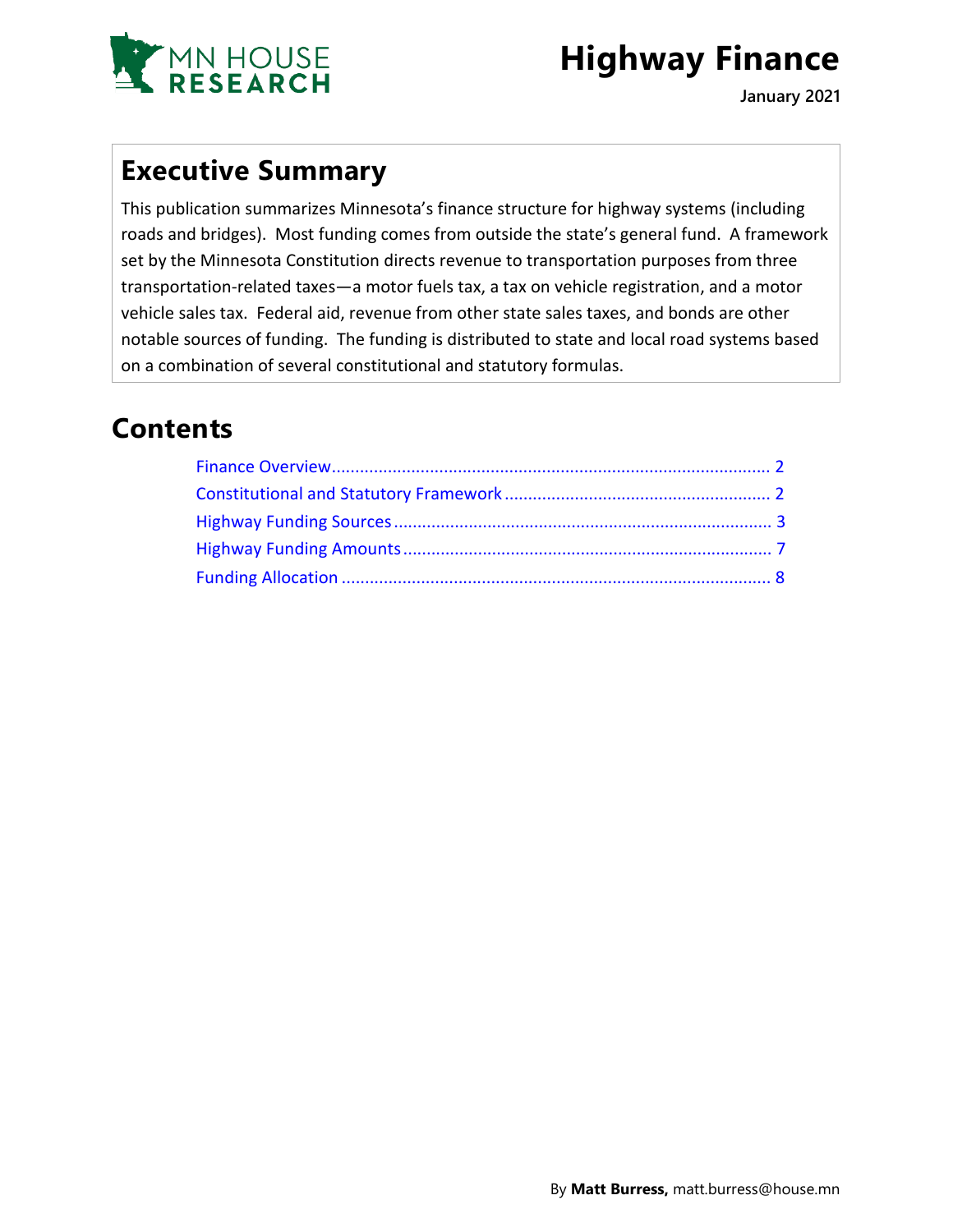MN HOUSE RESEARCH

# Highway Finance

**January 2021**

## Executive Summary

This publication summarizes Minnesota's finance structure for highway systems (including roads and bridges). Most funding comes from outside the state's general fund. A framework set by the Minnesota Constitution directs revenue to transportation purposes from three transportation-related taxes—a motor fuels tax, a tax on vehicle registration, and a motor vehicle sales tax. Federal aid, revenue from other state sales taxes, and bonds are other notable sources of funding. The funding is distributed to state and local road systems based on a combination of several constitutional and statutory formulas.

## Contents

- Finance Overview ........ 2
- Constitutional and Statutory Framework ........ 2
- Highway Funding Sources ........ 3
- Highway Funding Amounts ........ 7
- Funding Allocation ........ 8

By **Matt Burress,** matt.burress@house.mn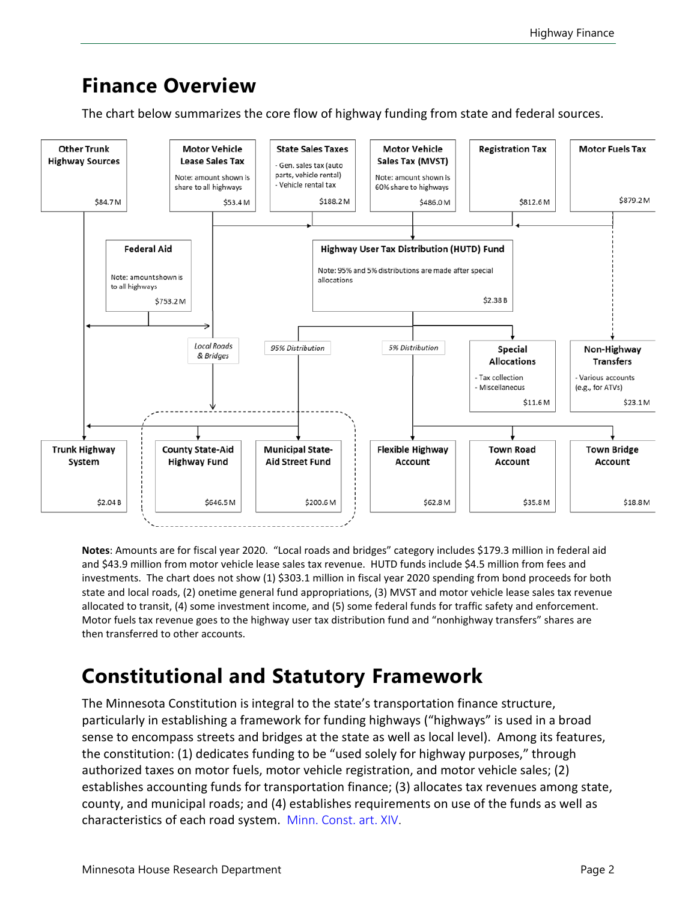# Finance Overview

The chart below summarizes the core flow of highway funding from state and federal sources.

Other Trunk Highway Sources $84.7 M

Motor Vehicle Lease Sales Tax — Note: amount shown is share to all highways — $53.4 M

State Sales Taxes — Gen. sales tax (auto parts, vehicle rental); Vehicle rental tax — $188.2 M

Motor Vehicle Sales Tax (MVST) — Note: amount shown is 60% share to highways — $486.0 M

Registration Tax $812.6 M

Motor Fuels Tax $879.2 M

Federal Aid — Note: amount shown is to all highways — $753.2 M

Highway User Tax Distribution (HUTD) Fund — Note: 95% and 5% distributions are made after special allocations — $2.38 B

*Local Roads & Bridges*

*95% Distribution*

*5% Distribution*

Special Allocations — Tax collection; Miscellaneous — $11.6 M

Non-Highway Transfers — Various accounts (e.g., for ATVs) — $23.1 M

Trunk Highway System $2.04 B

County State-Aid Highway Fund $646.5 M

Municipal State-Aid Street Fund $200.6 M

Flexible Highway Account $62.8 M

Town Road Account $35.8 M

Town Bridge Account $18.8 M

**Notes**: Amounts are for fiscal year 2020. "Local roads and bridges" category includes $179.3 million in federal aid and $43.9 million from motor vehicle lease sales tax revenue. HUTD funds include $4.5 million from fees and investments. The chart does not show (1) $303.1 million in fiscal year 2020 spending from bond proceeds for both state and local roads, (2) onetime general fund appropriations, (3) MVST and motor vehicle lease sales tax revenue allocated to transit, (4) some investment income, and (5) some federal funds for traffic safety and enforcement. Motor fuels tax revenue goes to the highway user tax distribution fund and "nonhighway transfers" shares are then transferred to other accounts.

# Constitutional and Statutory Framework

The Minnesota Constitution is integral to the state's transportation finance structure, particularly in establishing a framework for funding highways ("highways" is used in a broad sense to encompass streets and bridges at the state as well as local level). Among its features, the constitution: (1) dedicates funding to be "used solely for highway purposes," through authorized taxes on motor fuels, motor vehicle registration, and motor vehicle sales; (2) establishes accounting funds for transportation finance; (3) allocates tax revenues among state, county, and municipal roads; and (4) establishes requirements on use of the funds as well as characteristics of each road system. Minn. Const. art. XIV.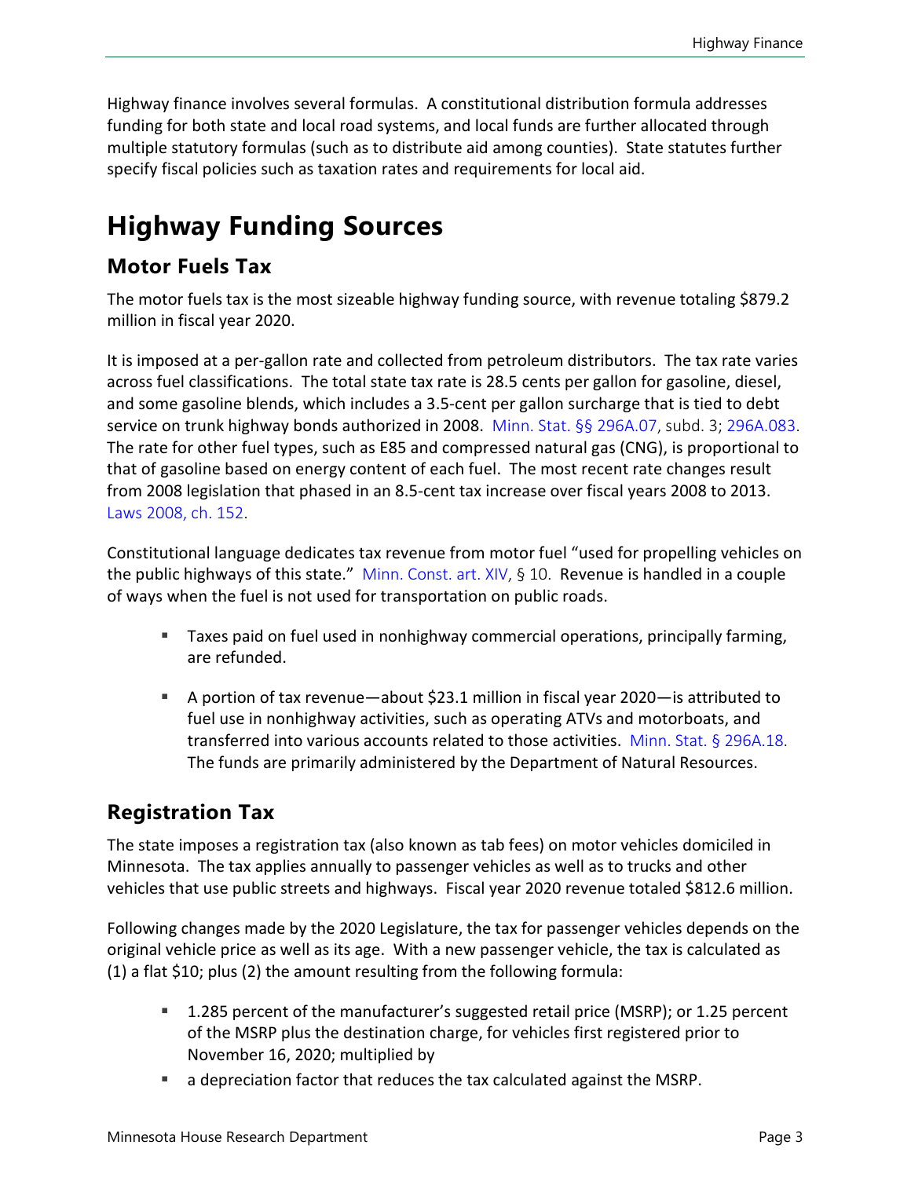Highway finance involves several formulas. A constitutional distribution formula addresses funding for both state and local road systems, and local funds are further allocated through multiple statutory formulas (such as to distribute aid among counties). State statutes further specify fiscal policies such as taxation rates and requirements for local aid.

# Highway Funding Sources

## Motor Fuels Tax

The motor fuels tax is the most sizeable highway funding source, with revenue totaling $879.2 million in fiscal year 2020.

It is imposed at a per-gallon rate and collected from petroleum distributors. The tax rate varies across fuel classifications. The total state tax rate is 28.5 cents per gallon for gasoline, diesel, and some gasoline blends, which includes a 3.5-cent per gallon surcharge that is tied to debt service on trunk highway bonds authorized in 2008. Minn. Stat. §§ 296A.07, subd. 3; 296A.083. The rate for other fuel types, such as E85 and compressed natural gas (CNG), is proportional to that of gasoline based on energy content of each fuel. The most recent rate changes result from 2008 legislation that phased in an 8.5-cent tax increase over fiscal years 2008 to 2013. Laws 2008, ch. 152.

Constitutional language dedicates tax revenue from motor fuel "used for propelling vehicles on the public highways of this state." Minn. Const. art. XIV, § 10. Revenue is handled in a couple of ways when the fuel is not used for transportation on public roads.

- Taxes paid on fuel used in nonhighway commercial operations, principally farming, are refunded.
- A portion of tax revenue—about $23.1 million in fiscal year 2020—is attributed to fuel use in nonhighway activities, such as operating ATVs and motorboats, and transferred into various accounts related to those activities. Minn. Stat. § 296A.18. The funds are primarily administered by the Department of Natural Resources.

## Registration Tax

The state imposes a registration tax (also known as tab fees) on motor vehicles domiciled in Minnesota. The tax applies annually to passenger vehicles as well as to trucks and other vehicles that use public streets and highways. Fiscal year 2020 revenue totaled $812.6 million.

Following changes made by the 2020 Legislature, the tax for passenger vehicles depends on the original vehicle price as well as its age. With a new passenger vehicle, the tax is calculated as (1) a flat $10; plus (2) the amount resulting from the following formula:

- 1.285 percent of the manufacturer's suggested retail price (MSRP); or 1.25 percent of the MSRP plus the destination charge, for vehicles first registered prior to November 16, 2020; multiplied by
- a depreciation factor that reduces the tax calculated against the MSRP.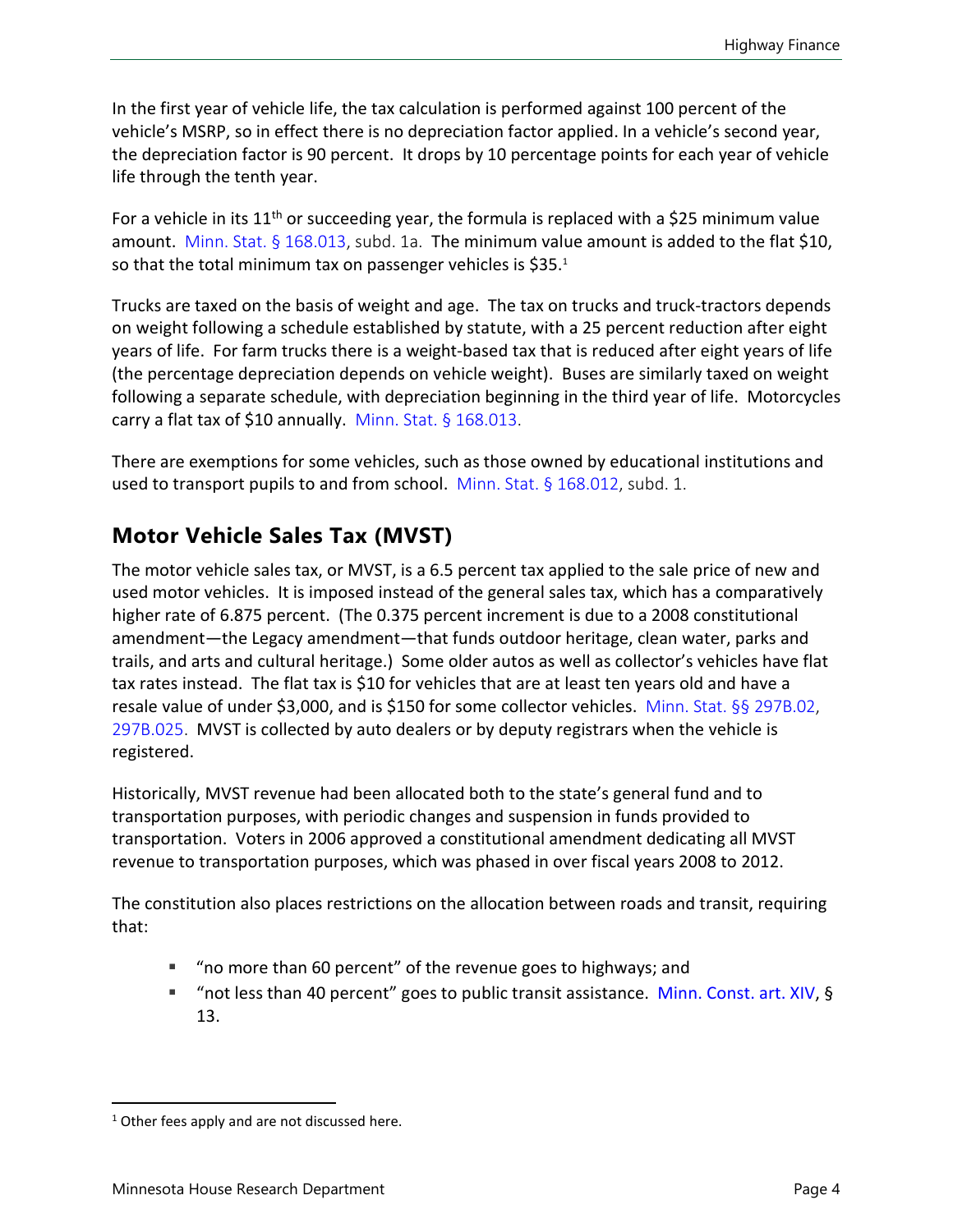In the first year of vehicle life, the tax calculation is performed against 100 percent of the vehicle's MSRP, so in effect there is no depreciation factor applied. In a vehicle's second year, the depreciation factor is 90 percent. It drops by 10 percentage points for each year of vehicle life through the tenth year.

For a vehicle in its 11th or succeeding year, the formula is replaced with a $25 minimum value amount. Minn. Stat. § 168.013, subd. 1a. The minimum value amount is added to the flat $10, so that the total minimum tax on passenger vehicles is $35.[1]

Trucks are taxed on the basis of weight and age. The tax on trucks and truck-tractors depends on weight following a schedule established by statute, with a 25 percent reduction after eight years of life. For farm trucks there is a weight-based tax that is reduced after eight years of life (the percentage depreciation depends on vehicle weight). Buses are similarly taxed on weight following a separate schedule, with depreciation beginning in the third year of life. Motorcycles carry a flat tax of $10 annually. Minn. Stat. § 168.013.

There are exemptions for some vehicles, such as those owned by educational institutions and used to transport pupils to and from school. Minn. Stat. § 168.012, subd. 1.

## Motor Vehicle Sales Tax (MVST)

The motor vehicle sales tax, or MVST, is a 6.5 percent tax applied to the sale price of new and used motor vehicles. It is imposed instead of the general sales tax, which has a comparatively higher rate of 6.875 percent. (The 0.375 percent increment is due to a 2008 constitutional amendment—the Legacy amendment—that funds outdoor heritage, clean water, parks and trails, and arts and cultural heritage.) Some older autos as well as collector's vehicles have flat tax rates instead. The flat tax is $10 for vehicles that are at least ten years old and have a resale value of under $3,000, and is $150 for some collector vehicles. Minn. Stat. §§ 297B.02, 297B.025. MVST is collected by auto dealers or by deputy registrars when the vehicle is registered.

Historically, MVST revenue had been allocated both to the state's general fund and to transportation purposes, with periodic changes and suspension in funds provided to transportation. Voters in 2006 approved a constitutional amendment dedicating all MVST revenue to transportation purposes, which was phased in over fiscal years 2008 to 2012.

The constitution also places restrictions on the allocation between roads and transit, requiring that:

- "no more than 60 percent" of the revenue goes to highways; and
- "not less than 40 percent" goes to public transit assistance. Minn. Const. art. XIV, § 13.

[1] Other fees apply and are not discussed here.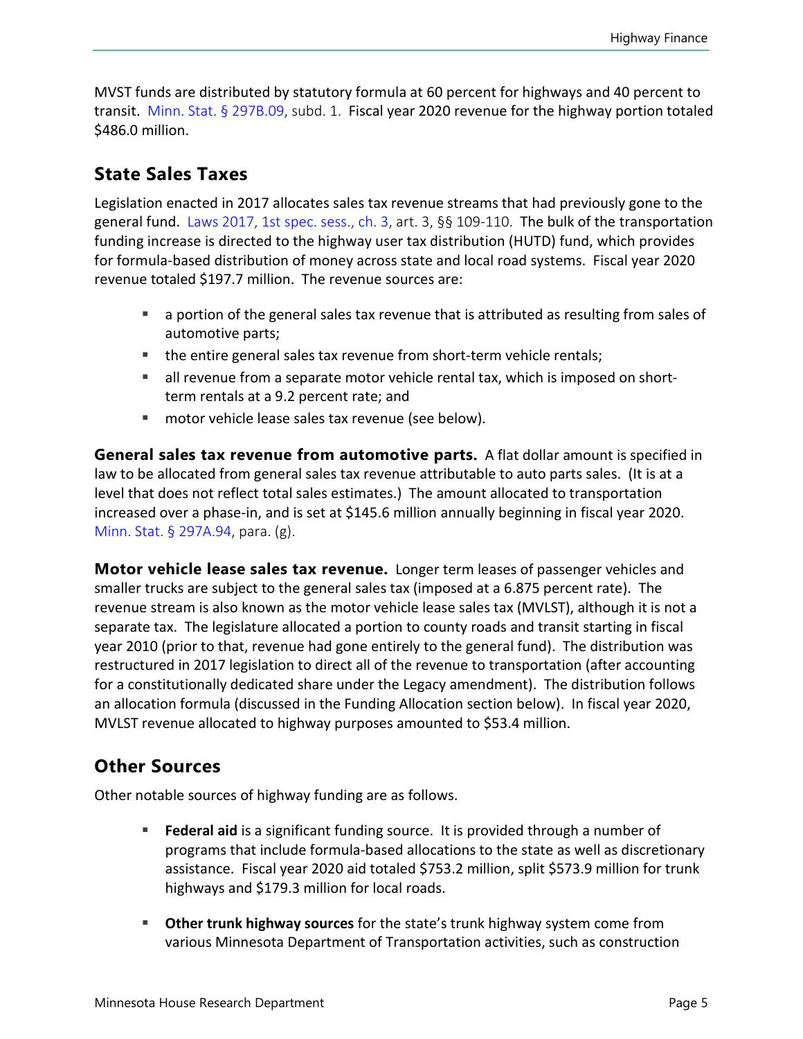MVST funds are distributed by statutory formula at 60 percent for highways and 40 percent to transit. Minn. Stat. § 297B.09, subd. 1. Fiscal year 2020 revenue for the highway portion totaled $486.0 million.

## State Sales Taxes

Legislation enacted in 2017 allocates sales tax revenue streams that had previously gone to the general fund. Laws 2017, 1st spec. sess., ch. 3, art. 3, §§ 109-110. The bulk of the transportation funding increase is directed to the highway user tax distribution (HUTD) fund, which provides for formula-based distribution of money across state and local road systems. Fiscal year 2020 revenue totaled $197.7 million. The revenue sources are:

- a portion of the general sales tax revenue that is attributed as resulting from sales of automotive parts;
- the entire general sales tax revenue from short-term vehicle rentals;
- all revenue from a separate motor vehicle rental tax, which is imposed on short-term rentals at a 9.2 percent rate; and
- motor vehicle lease sales tax revenue (see below).

**General sales tax revenue from automotive parts.** A flat dollar amount is specified in law to be allocated from general sales tax revenue attributable to auto parts sales. (It is at a level that does not reflect total sales estimates.) The amount allocated to transportation increased over a phase-in, and is set at $145.6 million annually beginning in fiscal year 2020. Minn. Stat. § 297A.94, para. (g).

**Motor vehicle lease sales tax revenue.** Longer term leases of passenger vehicles and smaller trucks are subject to the general sales tax (imposed at a 6.875 percent rate). The revenue stream is also known as the motor vehicle lease sales tax (MVLST), although it is not a separate tax. The legislature allocated a portion to county roads and transit starting in fiscal year 2010 (prior to that, revenue had gone entirely to the general fund). The distribution was restructured in 2017 legislation to direct all of the revenue to transportation (after accounting for a constitutionally dedicated share under the Legacy amendment). The distribution follows an allocation formula (discussed in the Funding Allocation section below). In fiscal year 2020, MVLST revenue allocated to highway purposes amounted to $53.4 million.

## Other Sources

Other notable sources of highway funding are as follows.

- **Federal aid** is a significant funding source. It is provided through a number of programs that include formula-based allocations to the state as well as discretionary assistance. Fiscal year 2020 aid totaled $753.2 million, split $573.9 million for trunk highways and $179.3 million for local roads.

- **Other trunk highway sources** for the state's trunk highway system come from various Minnesota Department of Transportation activities, such as construction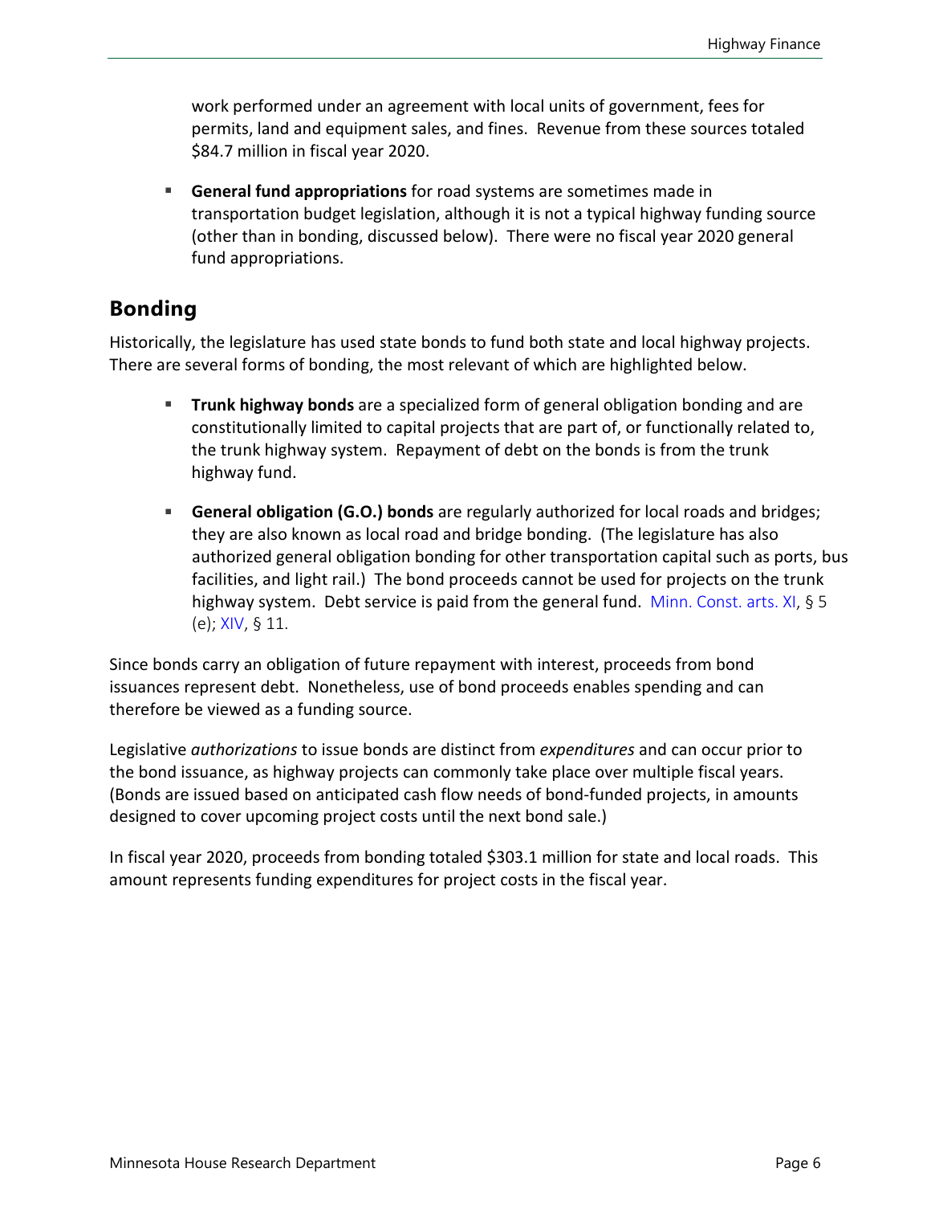work performed under an agreement with local units of government, fees for permits, land and equipment sales, and fines. Revenue from these sources totaled $84.7 million in fiscal year 2020.

- **General fund appropriations** for road systems are sometimes made in transportation budget legislation, although it is not a typical highway funding source (other than in bonding, discussed below). There were no fiscal year 2020 general fund appropriations.

## Bonding

Historically, the legislature has used state bonds to fund both state and local highway projects. There are several forms of bonding, the most relevant of which are highlighted below.

- **Trunk highway bonds** are a specialized form of general obligation bonding and are constitutionally limited to capital projects that are part of, or functionally related to, the trunk highway system. Repayment of debt on the bonds is from the trunk highway fund.
- **General obligation (G.O.) bonds** are regularly authorized for local roads and bridges; they are also known as local road and bridge bonding. (The legislature has also authorized general obligation bonding for other transportation capital such as ports, bus facilities, and light rail.) The bond proceeds cannot be used for projects on the trunk highway system. Debt service is paid from the general fund. Minn. Const. arts. XI, § 5 (e); XIV, § 11.

Since bonds carry an obligation of future repayment with interest, proceeds from bond issuances represent debt. Nonetheless, use of bond proceeds enables spending and can therefore be viewed as a funding source.

Legislative *authorizations* to issue bonds are distinct from *expenditures* and can occur prior to the bond issuance, as highway projects can commonly take place over multiple fiscal years. (Bonds are issued based on anticipated cash flow needs of bond-funded projects, in amounts designed to cover upcoming project costs until the next bond sale.)

In fiscal year 2020, proceeds from bonding totaled $303.1 million for state and local roads. This amount represents funding expenditures for project costs in the fiscal year.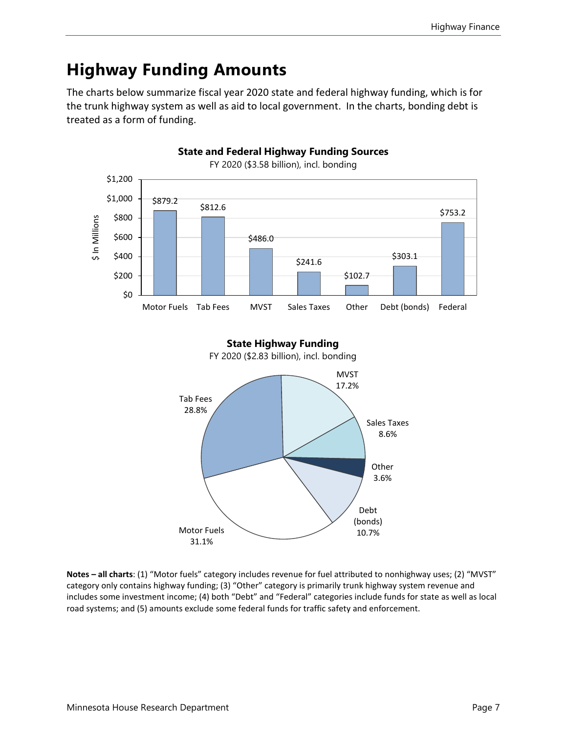# Highway Funding Amounts

The charts below summarize fiscal year 2020 state and federal highway funding, which is for the trunk highway system as well as aid to local government. In the charts, bonding debt is treated as a form of funding.

**State and Federal Highway Funding Sources**

FY 2020 ($3.58 billion), incl. bonding

| Source | $ In Millions |
|---|---|
| Motor Fuels | $879.2 |
| Tab Fees | $812.6 |
| MVST | $486.0 |
| Sales Taxes | $241.6 |
| Other | $102.7 |
| Debt (bonds) | $303.1 |
| Federal | $753.2 |

**State Highway Funding**

FY 2020 ($2.83 billion), incl. bonding

| Source | Share |
|---|---|
| Motor Fuels | 31.1% |
| Tab Fees | 28.8% |
| MVST | 17.2% |
| Sales Taxes | 8.6% |
| Other | 3.6% |
| Debt (bonds) | 10.7% |

**Notes – all charts**: (1) "Motor fuels" category includes revenue for fuel attributed to nonhighway uses; (2) "MVST" category only contains highway funding; (3) "Other" category is primarily trunk highway system revenue and includes some investment income; (4) both "Debt" and "Federal" categories include funds for state as well as local road systems; and (5) amounts exclude some federal funds for traffic safety and enforcement.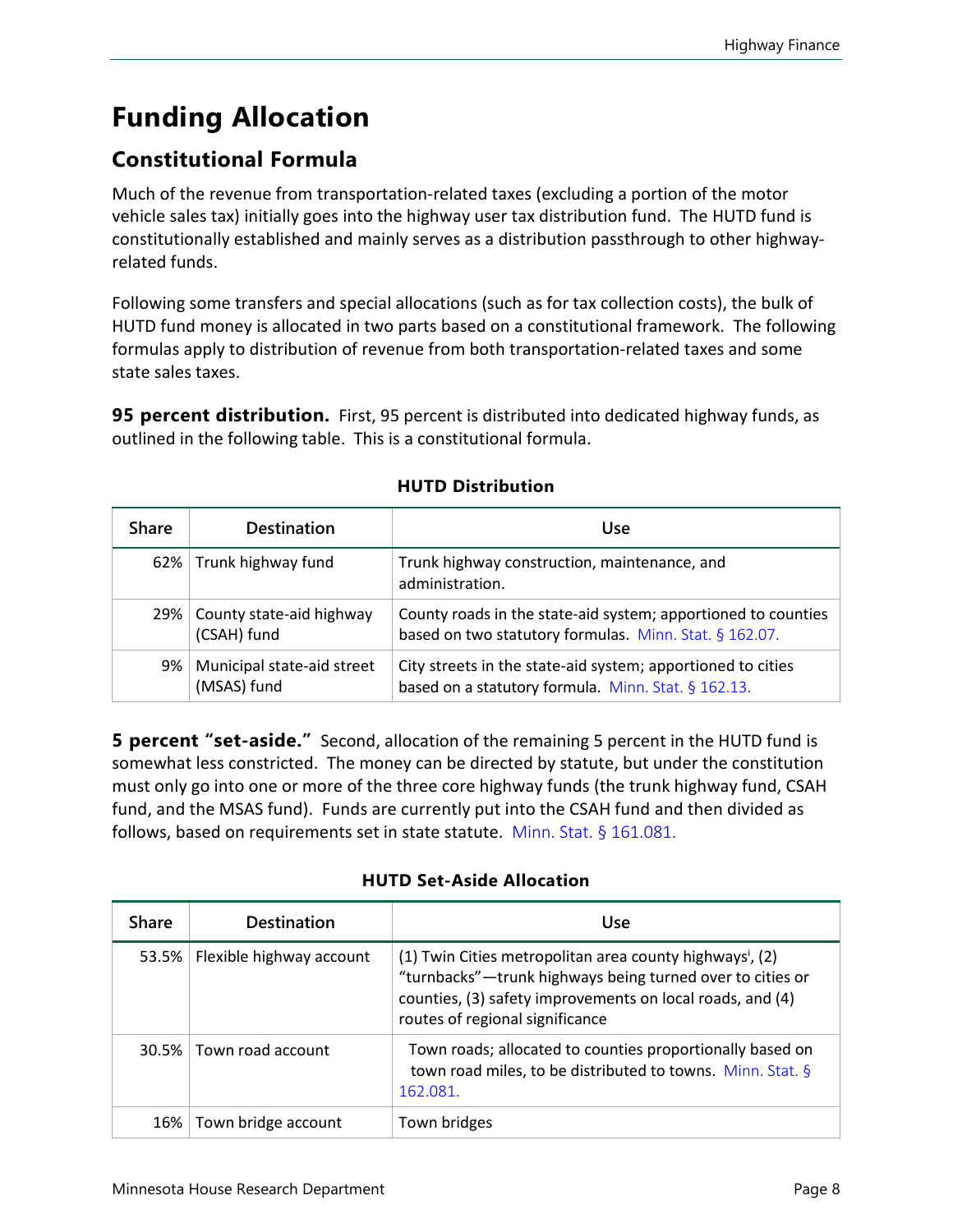# Funding Allocation

## Constitutional Formula

Much of the revenue from transportation-related taxes (excluding a portion of the motor vehicle sales tax) initially goes into the highway user tax distribution fund. The HUTD fund is constitutionally established and mainly serves as a distribution passthrough to other highway-related funds.

Following some transfers and special allocations (such as for tax collection costs), the bulk of HUTD fund money is allocated in two parts based on a constitutional framework. The following formulas apply to distribution of revenue from both transportation-related taxes and some state sales taxes.

**95 percent distribution.** First, 95 percent is distributed into dedicated highway funds, as outlined in the following table. This is a constitutional formula.

**HUTD Distribution**

| Share | Destination | Use |
|---|---|---|
| 62% | Trunk highway fund | Trunk highway construction, maintenance, and administration. |
| 29% | County state-aid highway (CSAH) fund | County roads in the state-aid system; apportioned to counties based on two statutory formulas. Minn. Stat. § 162.07. |
| 9% | Municipal state-aid street (MSAS) fund | City streets in the state-aid system; apportioned to cities based on a statutory formula. Minn. Stat. § 162.13. |

**5 percent "set-aside."** Second, allocation of the remaining 5 percent in the HUTD fund is somewhat less constricted. The money can be directed by statute, but under the constitution must only go into one or more of the three core highway funds (the trunk highway fund, CSAH fund, and the MSAS fund). Funds are currently put into the CSAH fund and then divided as follows, based on requirements set in state statute. Minn. Stat. § 161.081.

**HUTD Set-Aside Allocation**

| Share | Destination | Use |
|---|---|---|
| 53.5% | Flexible highway account | (1) Twin Cities metropolitan area county highways[i], (2) "turnbacks"—trunk highways being turned over to cities or counties, (3) safety improvements on local roads, and (4) routes of regional significance |
| 30.5% | Town road account | Town roads; allocated to counties proportionally based on town road miles, to be distributed to towns. Minn. Stat. § 162.081. |
| 16% | Town bridge account | Town bridges |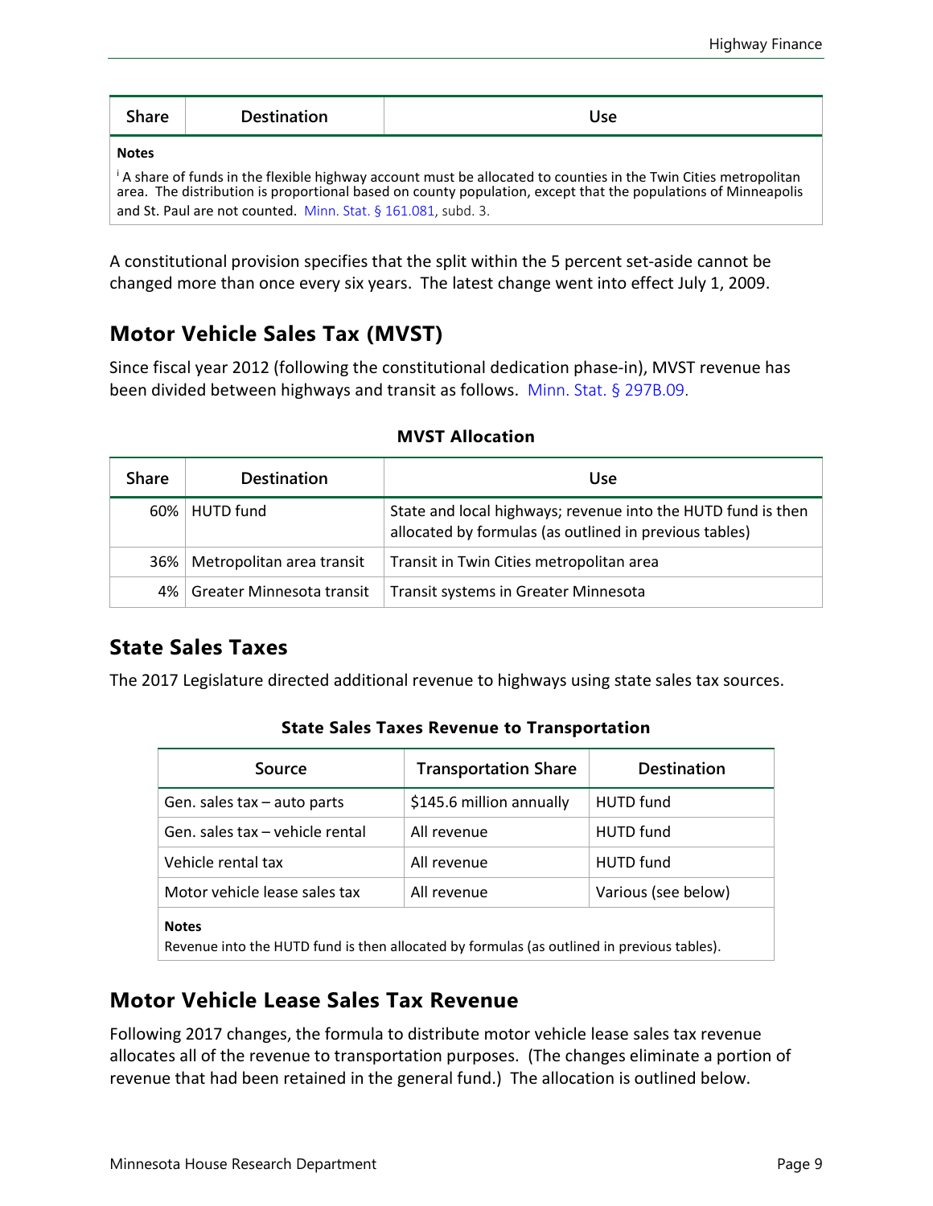| Share | Destination | Use |
|---|---|---|

**Notes**

[i] A share of funds in the flexible highway account must be allocated to counties in the Twin Cities metropolitan area. The distribution is proportional based on county population, except that the populations of Minneapolis and St. Paul are not counted. Minn. Stat. § 161.081, subd. 3.

A constitutional provision specifies that the split within the 5 percent set-aside cannot be changed more than once every six years. The latest change went into effect July 1, 2009.

## Motor Vehicle Sales Tax (MVST)

Since fiscal year 2012 (following the constitutional dedication phase-in), MVST revenue has been divided between highways and transit as follows. Minn. Stat. § 297B.09.

**MVST Allocation**

| Share | Destination | Use |
|---|---|---|
| 60% | HUTD fund | State and local highways; revenue into the HUTD fund is then allocated by formulas (as outlined in previous tables) |
| 36% | Metropolitan area transit | Transit in Twin Cities metropolitan area |
| 4% | Greater Minnesota transit | Transit systems in Greater Minnesota |

## State Sales Taxes

The 2017 Legislature directed additional revenue to highways using state sales tax sources.

**State Sales Taxes Revenue to Transportation**

| Source | Transportation Share | Destination |
|---|---|---|
| Gen. sales tax – auto parts | $145.6 million annually | HUTD fund |
| Gen. sales tax – vehicle rental | All revenue | HUTD fund |
| Vehicle rental tax | All revenue | HUTD fund |
| Motor vehicle lease sales tax | All revenue | Various (see below) |

**Notes**

Revenue into the HUTD fund is then allocated by formulas (as outlined in previous tables).

## Motor Vehicle Lease Sales Tax Revenue

Following 2017 changes, the formula to distribute motor vehicle lease sales tax revenue allocates all of the revenue to transportation purposes. (The changes eliminate a portion of revenue that had been retained in the general fund.) The allocation is outlined below.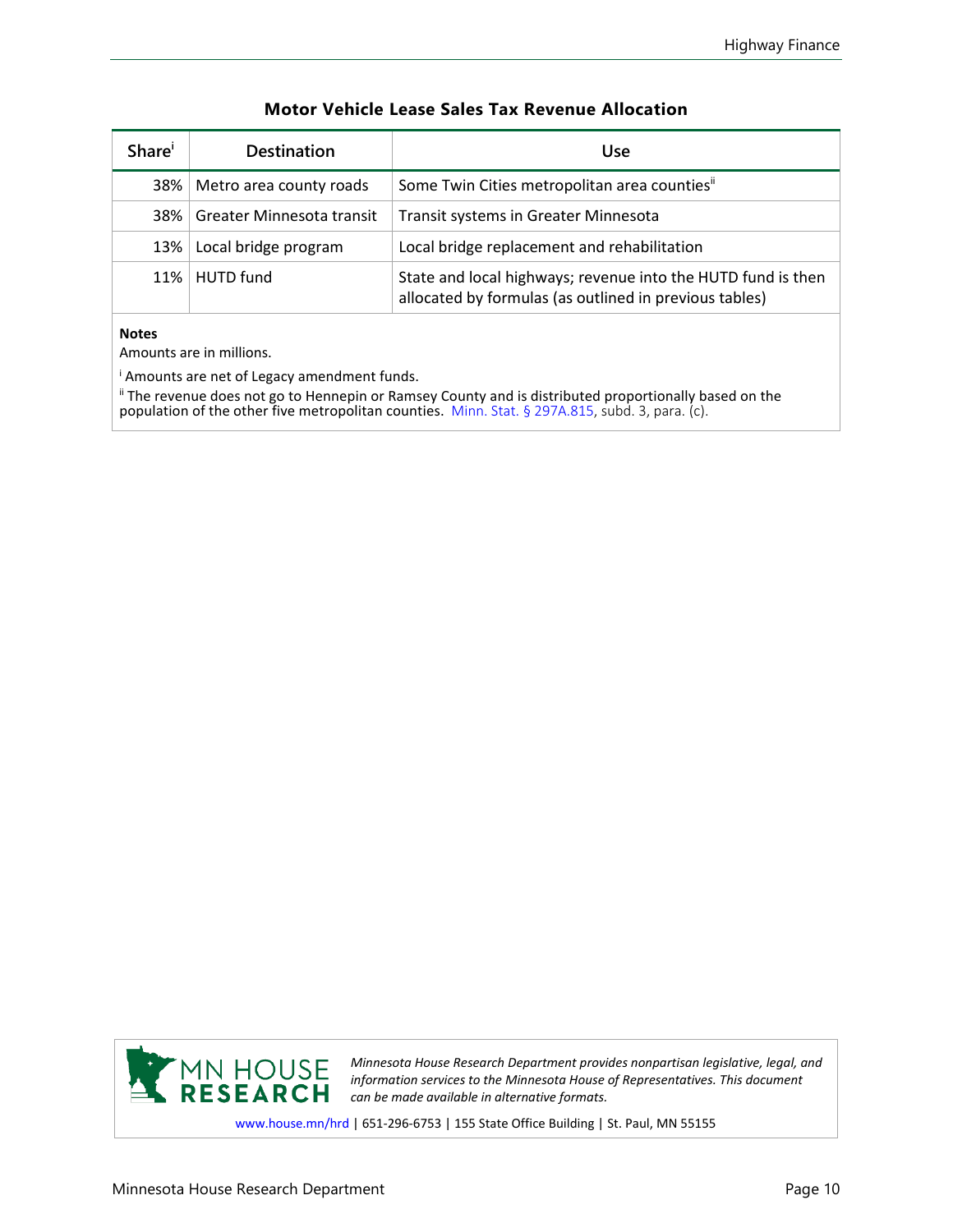### Motor Vehicle Lease Sales Tax Revenue Allocation

| Share[i] | Destination | Use |
| --- | --- | --- |
| 38% | Metro area county roads | Some Twin Cities metropolitan area counties[ii] |
| 38% | Greater Minnesota transit | Transit systems in Greater Minnesota |
| 13% | Local bridge program | Local bridge replacement and rehabilitation |
| 11% | HUTD fund | State and local highways; revenue into the HUTD fund is then allocated by formulas (as outlined in previous tables) |

**Notes**

Amounts are in millions.

[i] Amounts are net of Legacy amendment funds.

[ii] The revenue does not go to Hennepin or Ramsey County and is distributed proportionally based on the population of the other five metropolitan counties. Minn. Stat. § 297A.815, subd. 3, para. (c).

MN HOUSE RESEARCH

*Minnesota House Research Department provides nonpartisan legislative, legal, and information services to the Minnesota House of Representatives. This document can be made available in alternative formats.*

www.house.mn/hrd | 651-296-6753 | 155 State Office Building | St. Paul, MN 55155